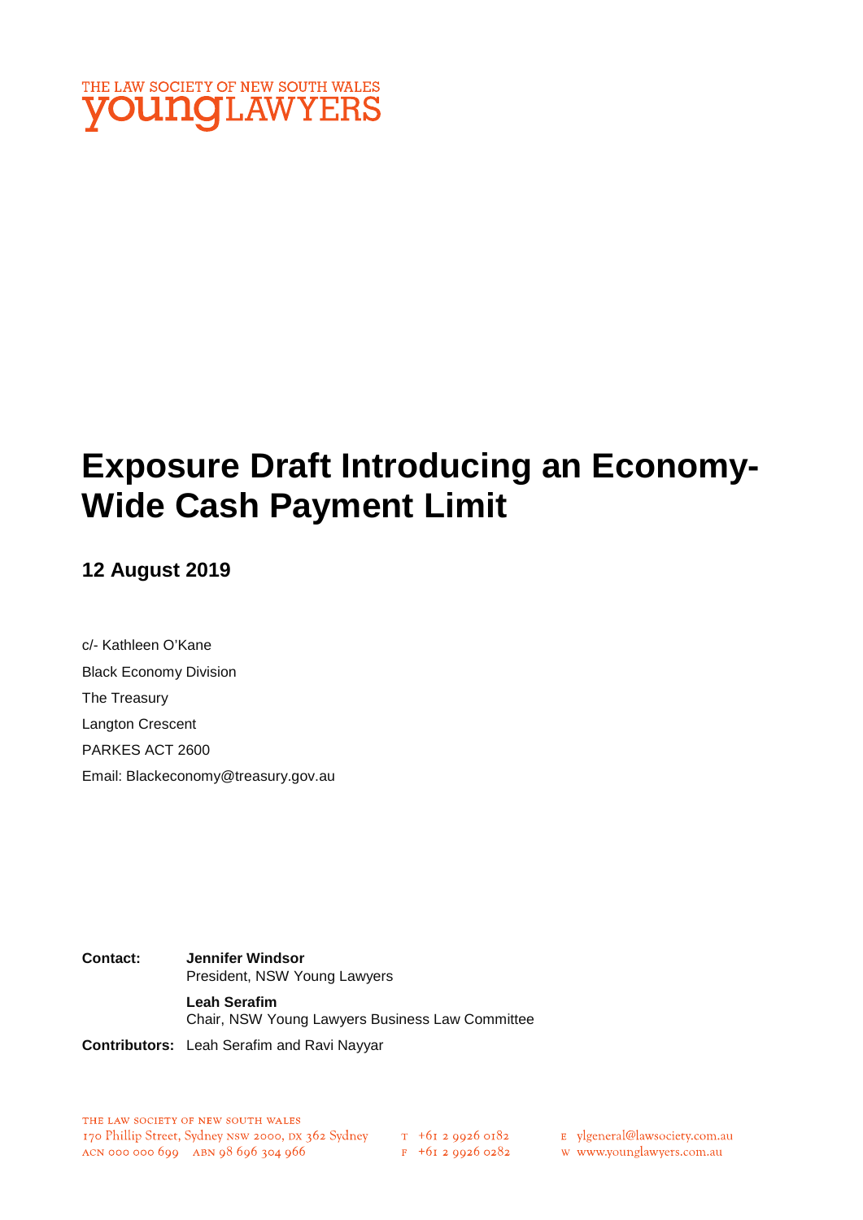THE LAW SOCIETY OF NEW SOUTH WALES
**young**LAWYERS

# Exposure Draft Introducing an Economy-Wide Cash Payment Limit

## 12 August 2019

c/- Kathleen O'Kane
Black Economy Division
The Treasury
Langton Crescent
PARKES ACT 2600
Email: Blackeconomy@treasury.gov.au

**Contact:** **Jennifer Windsor**
President, NSW Young Lawyers

**Leah Serafim**
Chair, NSW Young Lawyers Business Law Committee

**Contributors:** Leah Serafim and Ravi Nayyar

THE LAW SOCIETY OF NEW SOUTH WALES
170 Phillip Street, Sydney NSW 2000, DX 362 Sydney
ACN 000 000 699 ABN 98 696 304 966
T +61 2 9926 0182
F +61 2 9926 0282
E ylgeneral@lawsociety.com.au
W www.younglawyers.com.au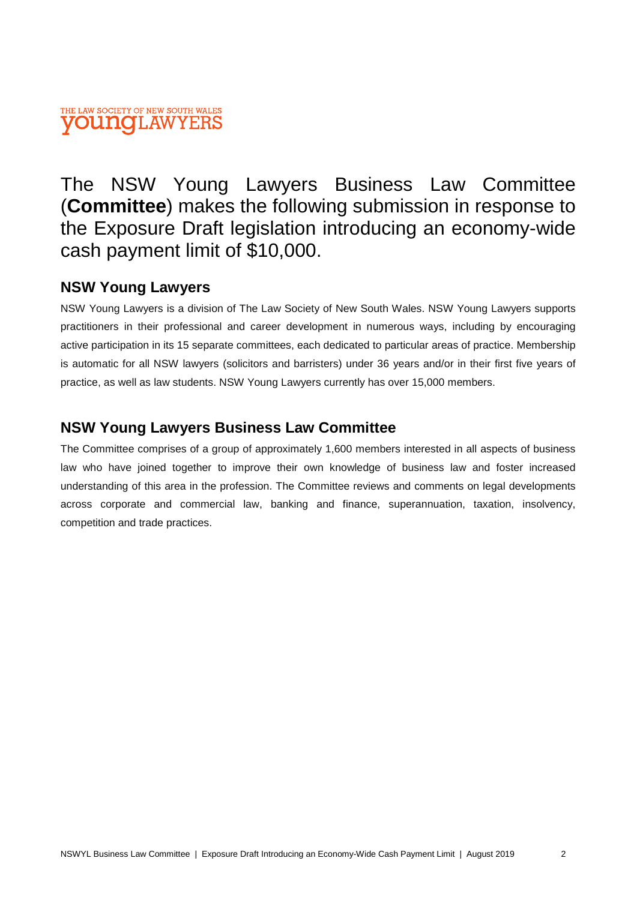The NSW Young Lawyers Business Law Committee (**Committee**) makes the following submission in response to the Exposure Draft legislation introducing an economy-wide cash payment limit of $10,000.

## NSW Young Lawyers

NSW Young Lawyers is a division of The Law Society of New South Wales. NSW Young Lawyers supports practitioners in their professional and career development in numerous ways, including by encouraging active participation in its 15 separate committees, each dedicated to particular areas of practice. Membership is automatic for all NSW lawyers (solicitors and barristers) under 36 years and/or in their first five years of practice, as well as law students. NSW Young Lawyers currently has over 15,000 members.

## NSW Young Lawyers Business Law Committee

The Committee comprises of a group of approximately 1,600 members interested in all aspects of business law who have joined together to improve their own knowledge of business law and foster increased understanding of this area in the profession. The Committee reviews and comments on legal developments across corporate and commercial law, banking and finance, superannuation, taxation, insolvency, competition and trade practices.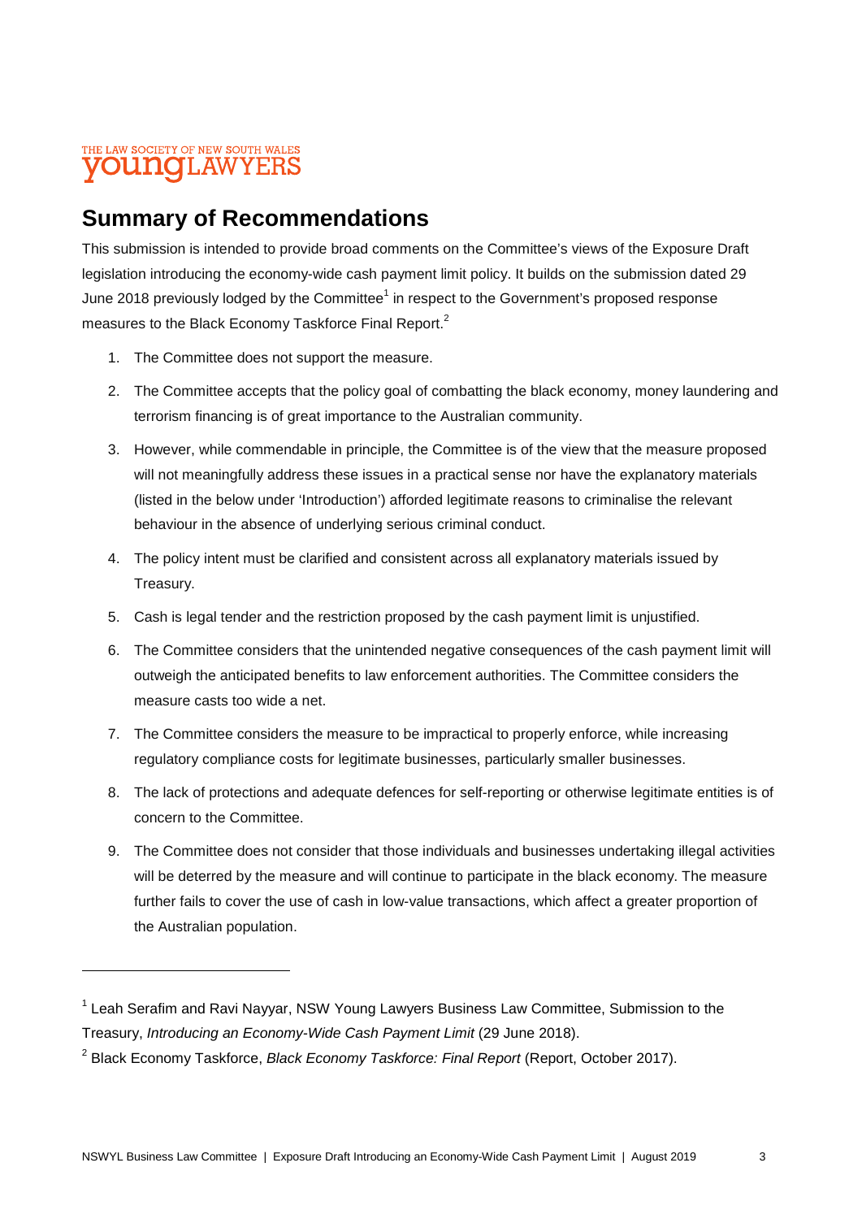## Summary of Recommendations

This submission is intended to provide broad comments on the Committee's views of the Exposure Draft legislation introducing the economy-wide cash payment limit policy. It builds on the submission dated 29 June 2018 previously lodged by the Committee[1] in respect to the Government's proposed response measures to the Black Economy Taskforce Final Report.[2]

1. The Committee does not support the measure.
2. The Committee accepts that the policy goal of combatting the black economy, money laundering and terrorism financing is of great importance to the Australian community.
3. However, while commendable in principle, the Committee is of the view that the measure proposed will not meaningfully address these issues in a practical sense nor have the explanatory materials (listed in the below under 'Introduction') afforded legitimate reasons to criminalise the relevant behaviour in the absence of underlying serious criminal conduct.
4. The policy intent must be clarified and consistent across all explanatory materials issued by Treasury.
5. Cash is legal tender and the restriction proposed by the cash payment limit is unjustified.
6. The Committee considers that the unintended negative consequences of the cash payment limit will outweigh the anticipated benefits to law enforcement authorities. The Committee considers the measure casts too wide a net.
7. The Committee considers the measure to be impractical to properly enforce, while increasing regulatory compliance costs for legitimate businesses, particularly smaller businesses.
8. The lack of protections and adequate defences for self-reporting or otherwise legitimate entities is of concern to the Committee.
9. The Committee does not consider that those individuals and businesses undertaking illegal activities will be deterred by the measure and will continue to participate in the black economy. The measure further fails to cover the use of cash in low-value transactions, which affect a greater proportion of the Australian population.

---

[1] Leah Serafim and Ravi Nayyar, NSW Young Lawyers Business Law Committee, Submission to the Treasury, *Introducing an Economy-Wide Cash Payment Limit* (29 June 2018).

[2] Black Economy Taskforce, *Black Economy Taskforce: Final Report* (Report, October 2017).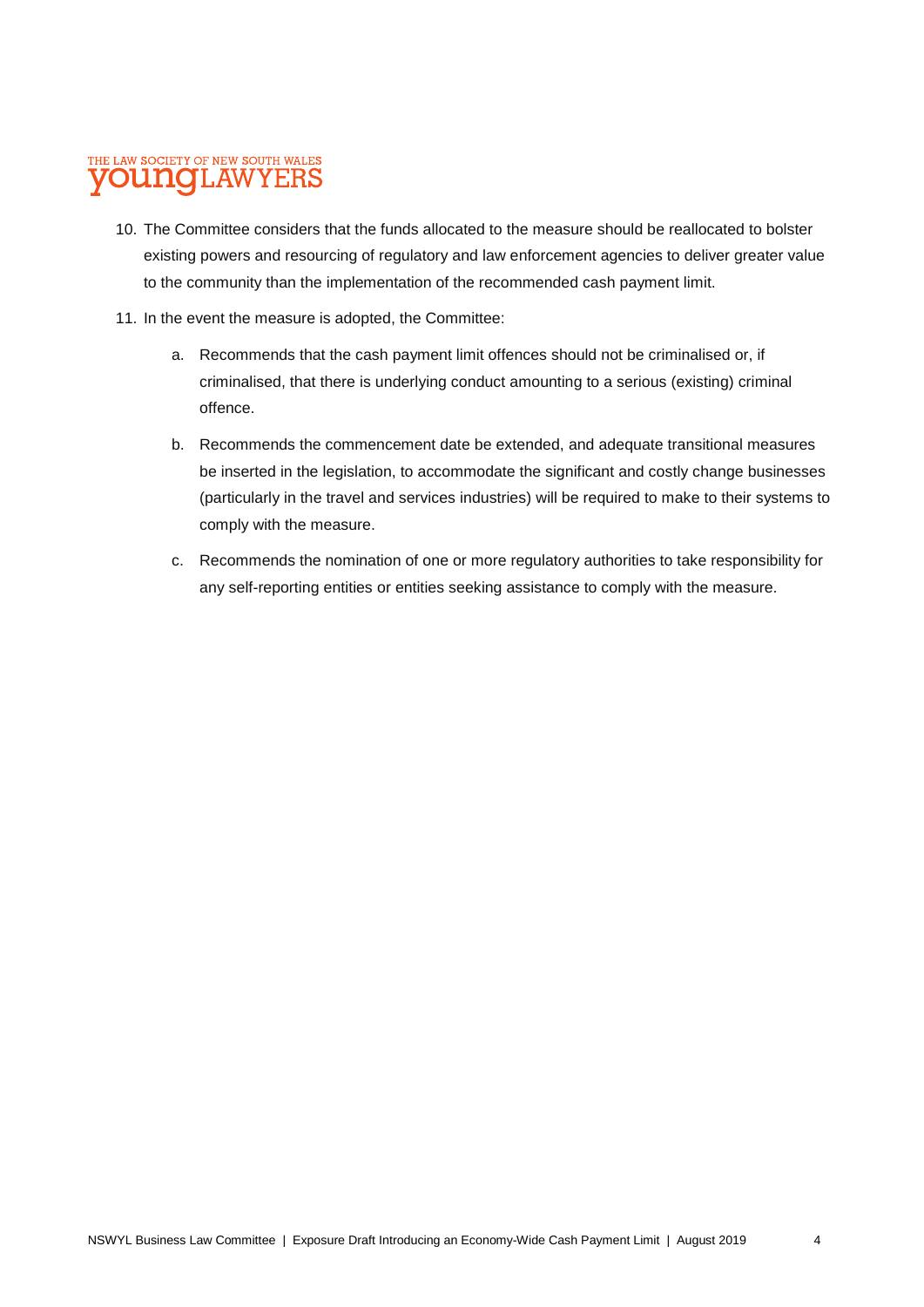10. The Committee considers that the funds allocated to the measure should be reallocated to bolster existing powers and resourcing of regulatory and law enforcement agencies to deliver greater value to the community than the implementation of the recommended cash payment limit.

11. In the event the measure is adopted, the Committee:

    a. Recommends that the cash payment limit offences should not be criminalised or, if criminalised, that there is underlying conduct amounting to a serious (existing) criminal offence.

    b. Recommends the commencement date be extended, and adequate transitional measures be inserted in the legislation, to accommodate the significant and costly change businesses (particularly in the travel and services industries) will be required to make to their systems to comply with the measure.

    c. Recommends the nomination of one or more regulatory authorities to take responsibility for any self-reporting entities or entities seeking assistance to comply with the measure.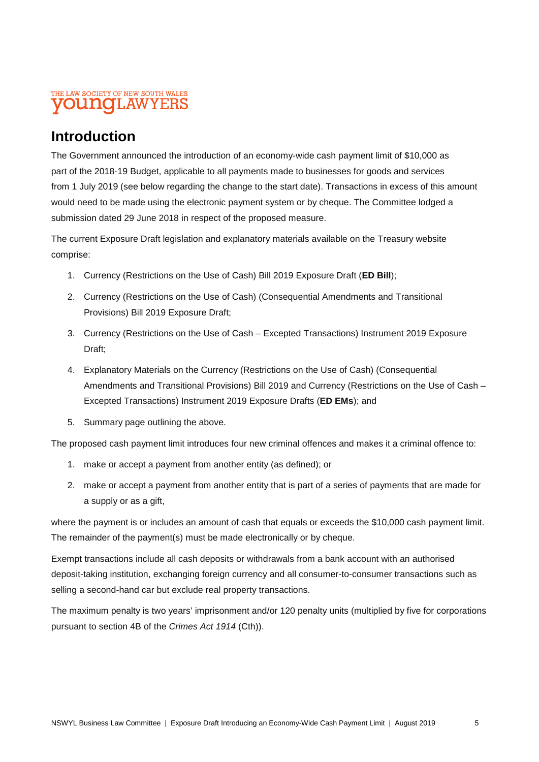## Introduction

The Government announced the introduction of an economy-wide cash payment limit of $10,000 as part of the 2018-19 Budget, applicable to all payments made to businesses for goods and services from 1 July 2019 (see below regarding the change to the start date). Transactions in excess of this amount would need to be made using the electronic payment system or by cheque. The Committee lodged a submission dated 29 June 2018 in respect of the proposed measure.

The current Exposure Draft legislation and explanatory materials available on the Treasury website comprise:

1. Currency (Restrictions on the Use of Cash) Bill 2019 Exposure Draft (**ED Bill**);
2. Currency (Restrictions on the Use of Cash) (Consequential Amendments and Transitional Provisions) Bill 2019 Exposure Draft;
3. Currency (Restrictions on the Use of Cash – Excepted Transactions) Instrument 2019 Exposure Draft;
4. Explanatory Materials on the Currency (Restrictions on the Use of Cash) (Consequential Amendments and Transitional Provisions) Bill 2019 and Currency (Restrictions on the Use of Cash – Excepted Transactions) Instrument 2019 Exposure Drafts (**ED EMs**); and
5. Summary page outlining the above.

The proposed cash payment limit introduces four new criminal offences and makes it a criminal offence to:

1. make or accept a payment from another entity (as defined); or
2. make or accept a payment from another entity that is part of a series of payments that are made for a supply or as a gift,

where the payment is or includes an amount of cash that equals or exceeds the $10,000 cash payment limit. The remainder of the payment(s) must be made electronically or by cheque.

Exempt transactions include all cash deposits or withdrawals from a bank account with an authorised deposit-taking institution, exchanging foreign currency and all consumer-to-consumer transactions such as selling a second-hand car but exclude real property transactions.

The maximum penalty is two years' imprisonment and/or 120 penalty units (multiplied by five for corporations pursuant to section 4B of the *Crimes Act 1914* (Cth)).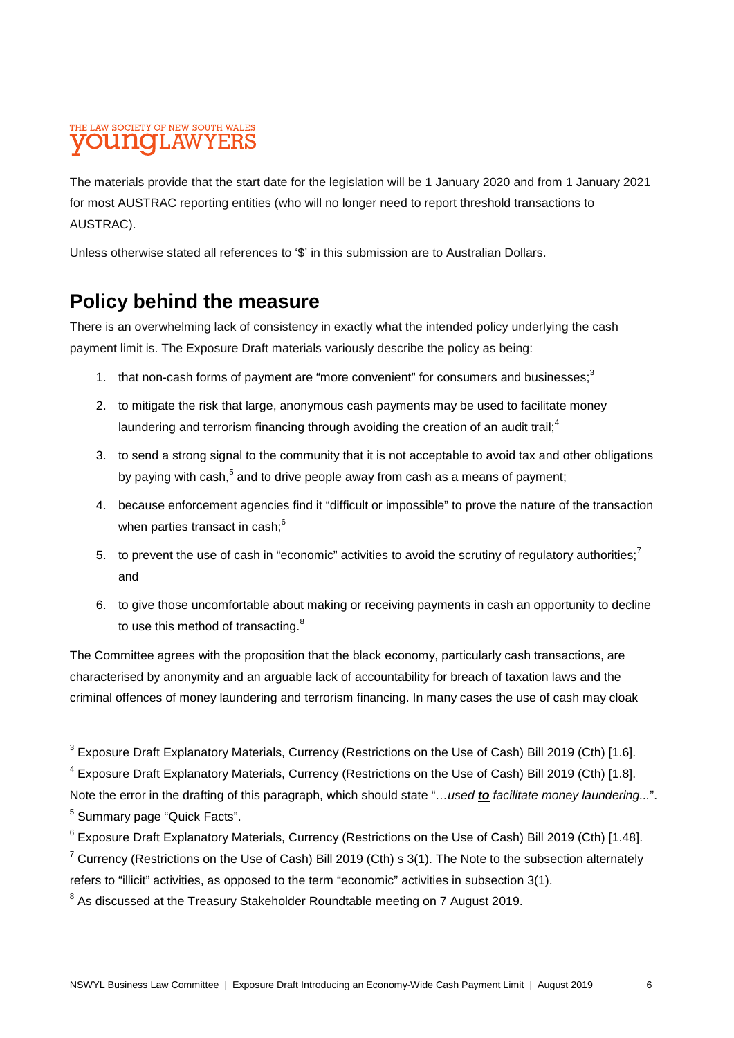The materials provide that the start date for the legislation will be 1 January 2020 and from 1 January 2021 for most AUSTRAC reporting entities (who will no longer need to report threshold transactions to AUSTRAC).

Unless otherwise stated all references to '$' in this submission are to Australian Dollars.

## Policy behind the measure

There is an overwhelming lack of consistency in exactly what the intended policy underlying the cash payment limit is. The Exposure Draft materials variously describe the policy as being:

1. that non-cash forms of payment are "more convenient" for consumers and businesses;[3]
2. to mitigate the risk that large, anonymous cash payments may be used to facilitate money laundering and terrorism financing through avoiding the creation of an audit trail;[4]
3. to send a strong signal to the community that it is not acceptable to avoid tax and other obligations by paying with cash,[5] and to drive people away from cash as a means of payment;
4. because enforcement agencies find it "difficult or impossible" to prove the nature of the transaction when parties transact in cash;[6]
5. to prevent the use of cash in "economic" activities to avoid the scrutiny of regulatory authorities;[7] and
6. to give those uncomfortable about making or receiving payments in cash an opportunity to decline to use this method of transacting.[8]

The Committee agrees with the proposition that the black economy, particularly cash transactions, are characterised by anonymity and an arguable lack of accountability for breach of taxation laws and the criminal offences of money laundering and terrorism financing. In many cases the use of cash may cloak

---

[3] Exposure Draft Explanatory Materials, Currency (Restrictions on the Use of Cash) Bill 2019 (Cth) [1.6].

[4] Exposure Draft Explanatory Materials, Currency (Restrictions on the Use of Cash) Bill 2019 (Cth) [1.8]. Note the error in the drafting of this paragraph, which should state "*…used **to** facilitate money laundering...*".

[5] Summary page "Quick Facts".

[6] Exposure Draft Explanatory Materials, Currency (Restrictions on the Use of Cash) Bill 2019 (Cth) [1.48].

[7] Currency (Restrictions on the Use of Cash) Bill 2019 (Cth) s 3(1). The Note to the subsection alternately refers to "illicit" activities, as opposed to the term "economic" activities in subsection 3(1).

[8] As discussed at the Treasury Stakeholder Roundtable meeting on 7 August 2019.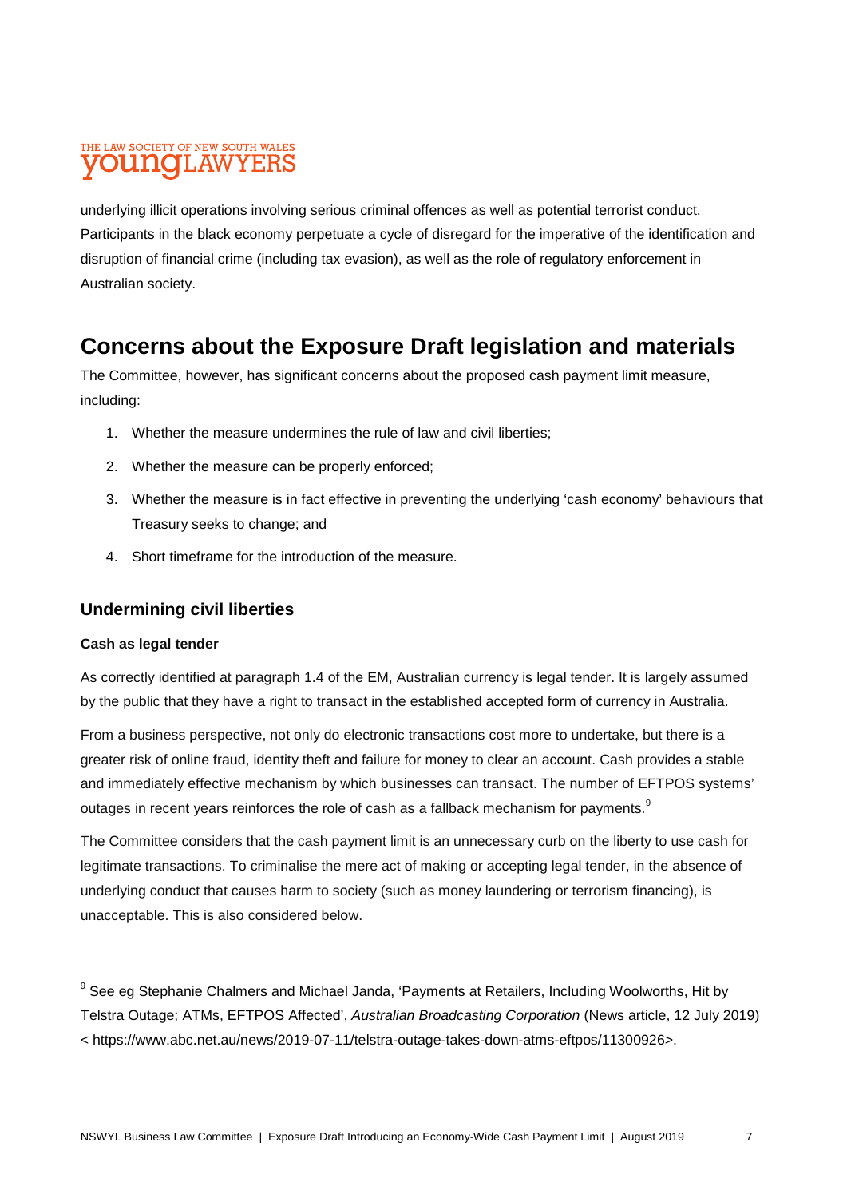underlying illicit operations involving serious criminal offences as well as potential terrorist conduct. Participants in the black economy perpetuate a cycle of disregard for the imperative of the identification and disruption of financial crime (including tax evasion), as well as the role of regulatory enforcement in Australian society.

## Concerns about the Exposure Draft legislation and materials

The Committee, however, has significant concerns about the proposed cash payment limit measure, including:

1. Whether the measure undermines the rule of law and civil liberties;
2. Whether the measure can be properly enforced;
3. Whether the measure is in fact effective in preventing the underlying 'cash economy' behaviours that Treasury seeks to change; and
4. Short timeframe for the introduction of the measure.

### Undermining civil liberties

**Cash as legal tender**

As correctly identified at paragraph 1.4 of the EM, Australian currency is legal tender. It is largely assumed by the public that they have a right to transact in the established accepted form of currency in Australia.

From a business perspective, not only do electronic transactions cost more to undertake, but there is a greater risk of online fraud, identity theft and failure for money to clear an account. Cash provides a stable and immediately effective mechanism by which businesses can transact. The number of EFTPOS systems' outages in recent years reinforces the role of cash as a fallback mechanism for payments.[9]

The Committee considers that the cash payment limit is an unnecessary curb on the liberty to use cash for legitimate transactions. To criminalise the mere act of making or accepting legal tender, in the absence of underlying conduct that causes harm to society (such as money laundering or terrorism financing), is unacceptable. This is also considered below.

---

[9] See eg Stephanie Chalmers and Michael Janda, 'Payments at Retailers, Including Woolworths, Hit by Telstra Outage; ATMs, EFTPOS Affected', *Australian Broadcasting Corporation* (News article, 12 July 2019) < https://www.abc.net.au/news/2019-07-11/telstra-outage-takes-down-atms-eftpos/11300926>.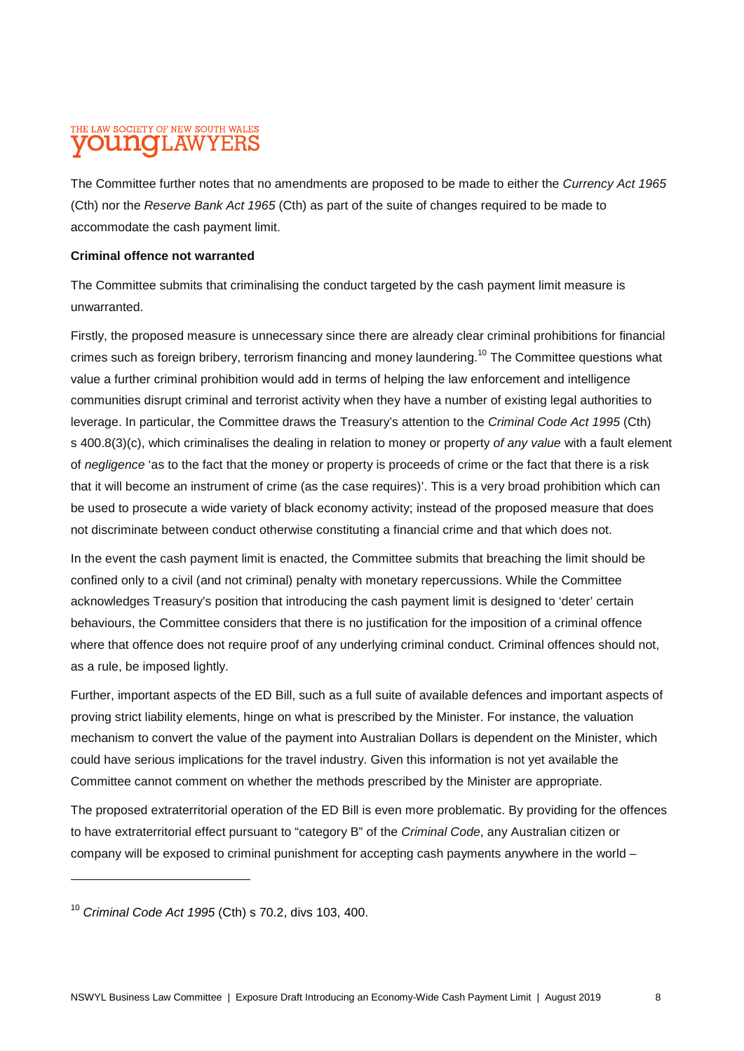The Committee further notes that no amendments are proposed to be made to either the *Currency Act 1965* (Cth) nor the *Reserve Bank Act 1965* (Cth) as part of the suite of changes required to be made to accommodate the cash payment limit.

**Criminal offence not warranted**

The Committee submits that criminalising the conduct targeted by the cash payment limit measure is unwarranted.

Firstly, the proposed measure is unnecessary since there are already clear criminal prohibitions for financial crimes such as foreign bribery, terrorism financing and money laundering.[10] The Committee questions what value a further criminal prohibition would add in terms of helping the law enforcement and intelligence communities disrupt criminal and terrorist activity when they have a number of existing legal authorities to leverage. In particular, the Committee draws the Treasury's attention to the *Criminal Code Act 1995* (Cth) s 400.8(3)(c), which criminalises the dealing in relation to money or property *of any value* with a fault element of *negligence* 'as to the fact that the money or property is proceeds of crime or the fact that there is a risk that it will become an instrument of crime (as the case requires)'. This is a very broad prohibition which can be used to prosecute a wide variety of black economy activity; instead of the proposed measure that does not discriminate between conduct otherwise constituting a financial crime and that which does not.

In the event the cash payment limit is enacted, the Committee submits that breaching the limit should be confined only to a civil (and not criminal) penalty with monetary repercussions. While the Committee acknowledges Treasury's position that introducing the cash payment limit is designed to 'deter' certain behaviours, the Committee considers that there is no justification for the imposition of a criminal offence where that offence does not require proof of any underlying criminal conduct. Criminal offences should not, as a rule, be imposed lightly.

Further, important aspects of the ED Bill, such as a full suite of available defences and important aspects of proving strict liability elements, hinge on what is prescribed by the Minister. For instance, the valuation mechanism to convert the value of the payment into Australian Dollars is dependent on the Minister, which could have serious implications for the travel industry. Given this information is not yet available the Committee cannot comment on whether the methods prescribed by the Minister are appropriate.

The proposed extraterritorial operation of the ED Bill is even more problematic. By providing for the offences to have extraterritorial effect pursuant to "category B" of the *Criminal Code*, any Australian citizen or company will be exposed to criminal punishment for accepting cash payments anywhere in the world –

---

[10] *Criminal Code Act 1995* (Cth) s 70.2, divs 103, 400.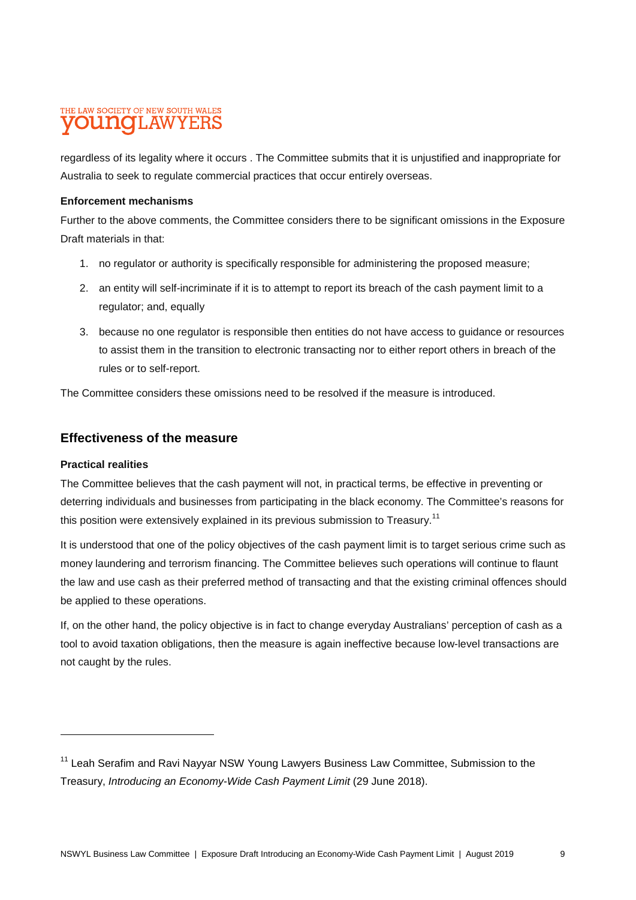regardless of its legality where it occurs . The Committee submits that it is unjustified and inappropriate for Australia to seek to regulate commercial practices that occur entirely overseas.

**Enforcement mechanisms**

Further to the above comments, the Committee considers there to be significant omissions in the Exposure Draft materials in that:

1. no regulator or authority is specifically responsible for administering the proposed measure;
2. an entity will self-incriminate if it is to attempt to report its breach of the cash payment limit to a regulator; and, equally
3. because no one regulator is responsible then entities do not have access to guidance or resources to assist them in the transition to electronic transacting nor to either report others in breach of the rules or to self-report.

The Committee considers these omissions need to be resolved if the measure is introduced.

## Effectiveness of the measure

**Practical realities**

The Committee believes that the cash payment will not, in practical terms, be effective in preventing or deterring individuals and businesses from participating in the black economy. The Committee's reasons for this position were extensively explained in its previous submission to Treasury.[11]

It is understood that one of the policy objectives of the cash payment limit is to target serious crime such as money laundering and terrorism financing. The Committee believes such operations will continue to flaunt the law and use cash as their preferred method of transacting and that the existing criminal offences should be applied to these operations.

If, on the other hand, the policy objective is in fact to change everyday Australians' perception of cash as a tool to avoid taxation obligations, then the measure is again ineffective because low-level transactions are not caught by the rules.

---

[11] Leah Serafim and Ravi Nayyar NSW Young Lawyers Business Law Committee, Submission to the Treasury, *Introducing an Economy-Wide Cash Payment Limit* (29 June 2018).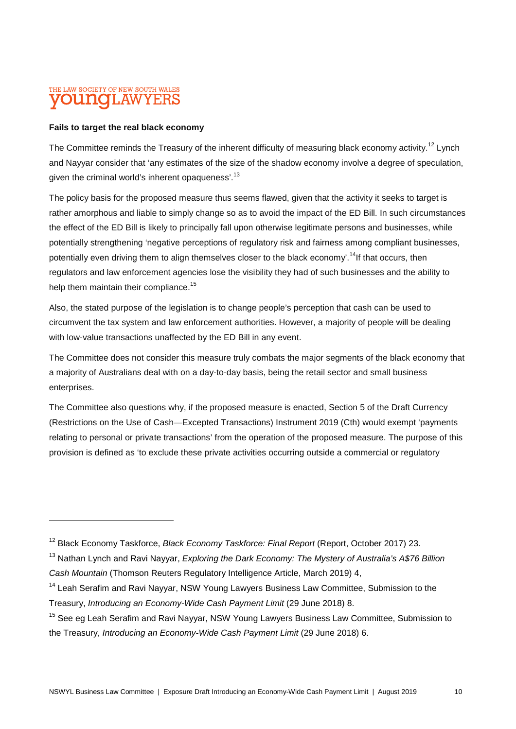**Fails to target the real black economy**

The Committee reminds the Treasury of the inherent difficulty of measuring black economy activity.[12] Lynch and Nayyar consider that 'any estimates of the size of the shadow economy involve a degree of speculation, given the criminal world's inherent opaqueness'.[13]

The policy basis for the proposed measure thus seems flawed, given that the activity it seeks to target is rather amorphous and liable to simply change so as to avoid the impact of the ED Bill. In such circumstances the effect of the ED Bill is likely to principally fall upon otherwise legitimate persons and businesses, while potentially strengthening 'negative perceptions of regulatory risk and fairness among compliant businesses, potentially even driving them to align themselves closer to the black economy'.[14]If that occurs, then regulators and law enforcement agencies lose the visibility they had of such businesses and the ability to help them maintain their compliance.[15]

Also, the stated purpose of the legislation is to change people's perception that cash can be used to circumvent the tax system and law enforcement authorities. However, a majority of people will be dealing with low-value transactions unaffected by the ED Bill in any event.

The Committee does not consider this measure truly combats the major segments of the black economy that a majority of Australians deal with on a day-to-day basis, being the retail sector and small business enterprises.

The Committee also questions why, if the proposed measure is enacted, Section 5 of the Draft Currency (Restrictions on the Use of Cash—Excepted Transactions) Instrument 2019 (Cth) would exempt 'payments relating to personal or private transactions' from the operation of the proposed measure. The purpose of this provision is defined as 'to exclude these private activities occurring outside a commercial or regulatory

---

[12] Black Economy Taskforce, *Black Economy Taskforce: Final Report* (Report, October 2017) 23.

[13] Nathan Lynch and Ravi Nayyar, *Exploring the Dark Economy: The Mystery of Australia's A$76 Billion Cash Mountain* (Thomson Reuters Regulatory Intelligence Article, March 2019) 4,

[14] Leah Serafim and Ravi Nayyar, NSW Young Lawyers Business Law Committee, Submission to the Treasury, *Introducing an Economy-Wide Cash Payment Limit* (29 June 2018) 8.

[15] See eg Leah Serafim and Ravi Nayyar, NSW Young Lawyers Business Law Committee, Submission to the Treasury, *Introducing an Economy-Wide Cash Payment Limit* (29 June 2018) 6.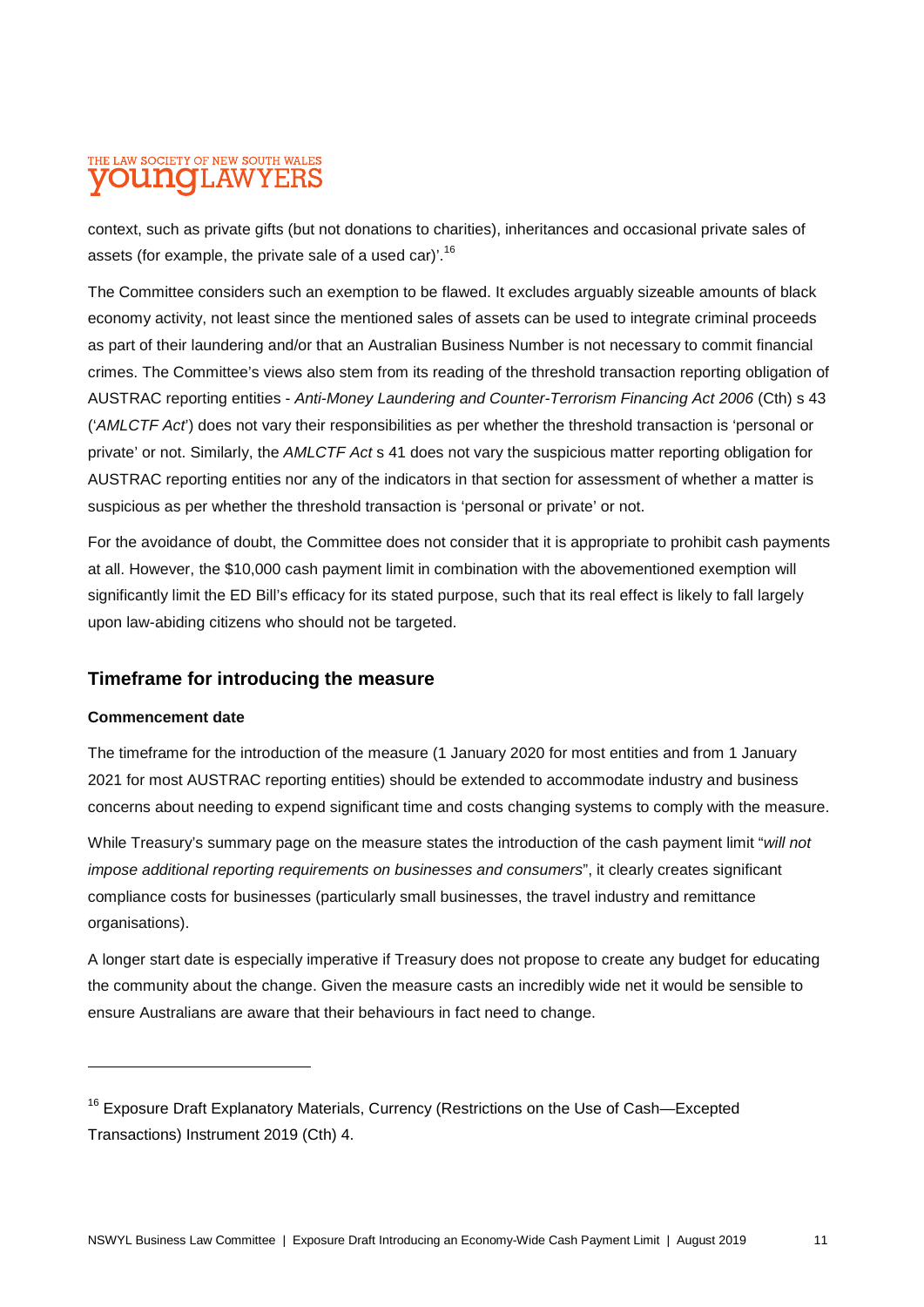context, such as private gifts (but not donations to charities), inheritances and occasional private sales of assets (for example, the private sale of a used car)'.[16]

The Committee considers such an exemption to be flawed. It excludes arguably sizeable amounts of black economy activity, not least since the mentioned sales of assets can be used to integrate criminal proceeds as part of their laundering and/or that an Australian Business Number is not necessary to commit financial crimes. The Committee's views also stem from its reading of the threshold transaction reporting obligation of AUSTRAC reporting entities - *Anti-Money Laundering and Counter-Terrorism Financing Act 2006* (Cth) s 43 ('*AMLCTF Act*') does not vary their responsibilities as per whether the threshold transaction is 'personal or private' or not. Similarly, the *AMLCTF Act* s 41 does not vary the suspicious matter reporting obligation for AUSTRAC reporting entities nor any of the indicators in that section for assessment of whether a matter is suspicious as per whether the threshold transaction is 'personal or private' or not.

For the avoidance of doubt, the Committee does not consider that it is appropriate to prohibit cash payments at all. However, the $10,000 cash payment limit in combination with the abovementioned exemption will significantly limit the ED Bill's efficacy for its stated purpose, such that its real effect is likely to fall largely upon law-abiding citizens who should not be targeted.

## Timeframe for introducing the measure

**Commencement date**

The timeframe for the introduction of the measure (1 January 2020 for most entities and from 1 January 2021 for most AUSTRAC reporting entities) should be extended to accommodate industry and business concerns about needing to expend significant time and costs changing systems to comply with the measure.

While Treasury's summary page on the measure states the introduction of the cash payment limit "*will not impose additional reporting requirements on businesses and consumers*", it clearly creates significant compliance costs for businesses (particularly small businesses, the travel industry and remittance organisations).

A longer start date is especially imperative if Treasury does not propose to create any budget for educating the community about the change. Given the measure casts an incredibly wide net it would be sensible to ensure Australians are aware that their behaviours in fact need to change.

---

[16] Exposure Draft Explanatory Materials, Currency (Restrictions on the Use of Cash—Excepted Transactions) Instrument 2019 (Cth) 4.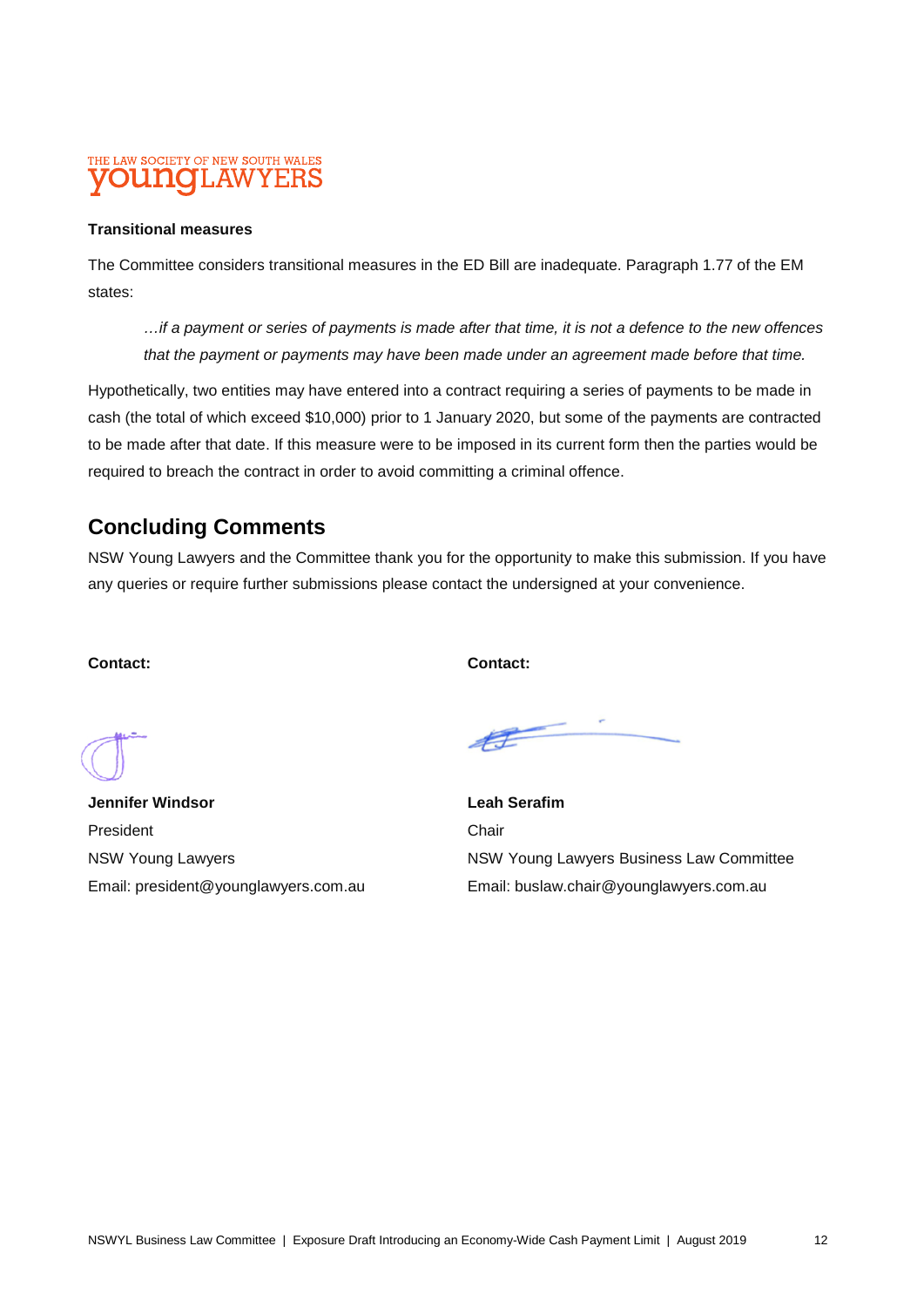**Transitional measures**

The Committee considers transitional measures in the ED Bill are inadequate. Paragraph 1.77 of the EM states:

> *…if a payment or series of payments is made after that time, it is not a defence to the new offences that the payment or payments may have been made under an agreement made before that time.*

Hypothetically, two entities may have entered into a contract requiring a series of payments to be made in cash (the total of which exceed $10,000) prior to 1 January 2020, but some of the payments are contracted to be made after that date. If this measure were to be imposed in its current form then the parties would be required to breach the contract in order to avoid committing a criminal offence.

## Concluding Comments

NSW Young Lawyers and the Committee thank you for the opportunity to make this submission. If you have any queries or require further submissions please contact the undersigned at your convenience.

**Contact:**

**Jennifer Windsor**
President
NSW Young Lawyers
Email: president@younglawyers.com.au

**Contact:**

**Leah Serafim**
Chair
NSW Young Lawyers Business Law Committee
Email: buslaw.chair@younglawyers.com.au